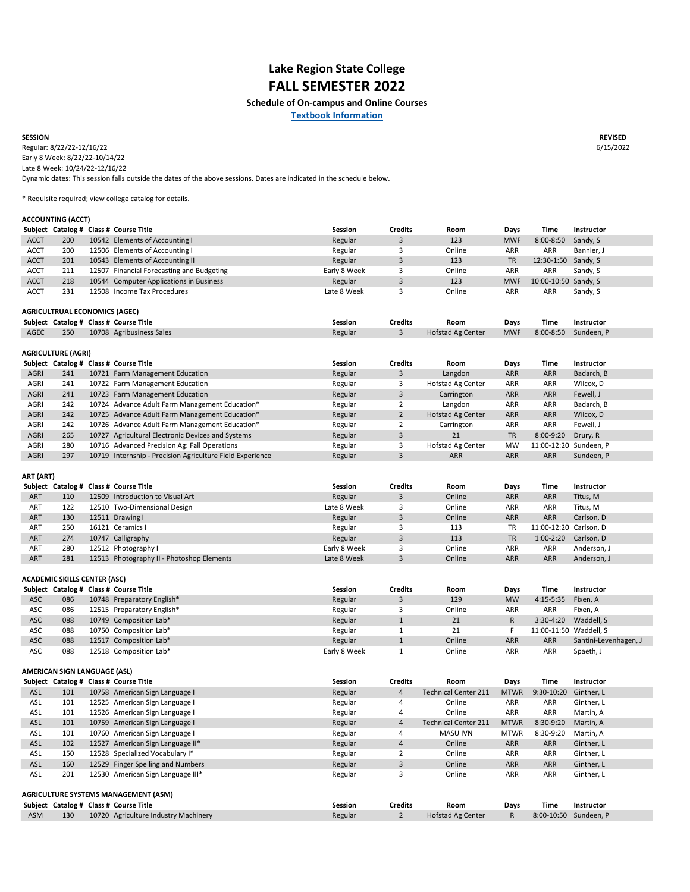# Lake Region State College

# FALL SEMESTER 2022

### Schedule of On-campus and Online Courses

**Textbook Information**

**SESSION**

**REVISED**
6/15/2022

Regular: 8/22/22-12/16/22
Early 8 Week: 8/22/22-10/14/22
Late 8 Week: 10/24/22-12/16/22
Dynamic dates: This session falls outside the dates of the above sessions. Dates are indicated in the schedule below.

* Requisite required; view college catalog for details.

**ACCOUNTING (ACCT)**

| Subject | Catalog # | Class # | Course Title | Session | Credits | Room | Days | Time | Instructor |
|---|---|---|---|---|---|---|---|---|---|
| ACCT | 200 | 10542 | Elements of Accounting I | Regular | 3 | 123 | MWF | 8:00-8:50 | Sandy, S |
| ACCT | 200 | 12506 | Elements of Accounting I | Regular | 3 | Online | ARR | ARR | Bannier, J |
| ACCT | 201 | 10543 | Elements of Accounting II | Regular | 3 | 123 | TR | 12:30-1:50 | Sandy, S |
| ACCT | 211 | 12507 | Financial Forecasting and Budgeting | Early 8 Week | 3 | Online | ARR | ARR | Sandy, S |
| ACCT | 218 | 10544 | Computer Applications in Business | Regular | 3 | 123 | MWF | 10:00-10:50 | Sandy, S |
| ACCT | 231 | 12508 | Income Tax Procedures | Late 8 Week | 3 | Online | ARR | ARR | Sandy, S |

**AGRICULTRUAL ECONOMICS (AGEC)**

| Subject | Catalog # | Class # | Course Title | Session | Credits | Room | Days | Time | Instructor |
|---|---|---|---|---|---|---|---|---|---|
| AGEC | 250 | 10708 | Agribusiness Sales | Regular | 3 | Hofstad Ag Center | MWF | 8:00-8:50 | Sundeen, P |

**AGRICULTURE (AGRI)**

| Subject | Catalog # | Class # | Course Title | Session | Credits | Room | Days | Time | Instructor |
|---|---|---|---|---|---|---|---|---|---|
| AGRI | 241 | 10721 | Farm Management Education | Regular | 3 | Langdon | ARR | ARR | Badarch, B |
| AGRI | 241 | 10722 | Farm Management Education | Regular | 3 | Hofstad Ag Center | ARR | ARR | Wilcox, D |
| AGRI | 241 | 10723 | Farm Management Education | Regular | 3 | Carrington | ARR | ARR | Fewell, J |
| AGRI | 242 | 10724 | Advance Adult Farm Management Education* | Regular | 2 | Langdon | ARR | ARR | Badarch, B |
| AGRI | 242 | 10725 | Advance Adult Farm Management Education* | Regular | 2 | Hofstad Ag Center | ARR | ARR | Wilcox, D |
| AGRI | 242 | 10726 | Advance Adult Farm Management Education* | Regular | 2 | Carrington | ARR | ARR | Fewell, J |
| AGRI | 265 | 10727 | Agricultural Electronic Devices and Systems | Regular | 3 | 21 | TR | 8:00-9:20 | Drury, R |
| AGRI | 280 | 10716 | Advanced Precision Ag: Fall Operations | Regular | 3 | Hofstad Ag Center | MW | 11:00-12:20 | Sundeen, P |
| AGRI | 297 | 10719 | Internship - Precision Agriculture Field Experience | Regular | 3 | ARR | ARR | ARR | Sundeen, P |

**ART (ART)**

| Subject | Catalog # | Class # | Course Title | Session | Credits | Room | Days | Time | Instructor |
|---|---|---|---|---|---|---|---|---|---|
| ART | 110 | 12509 | Introduction to Visual Art | Regular | 3 | Online | ARR | ARR | Titus, M |
| ART | 122 | 12510 | Two-Dimensional Design | Late 8 Week | 3 | Online | ARR | ARR | Titus, M |
| ART | 130 | 12511 | Drawing I | Regular | 3 | Online | ARR | ARR | Carlson, D |
| ART | 250 | 16121 | Ceramics I | Regular | 3 | 113 | TR | 11:00-12:20 | Carlson, D |
| ART | 274 | 10747 | Calligraphy | Regular | 3 | 113 | TR | 1:00-2:20 | Carlson, D |
| ART | 280 | 12512 | Photography I | Early 8 Week | 3 | Online | ARR | ARR | Anderson, J |
| ART | 281 | 12513 | Photography II - Photoshop Elements | Late 8 Week | 3 | Online | ARR | ARR | Anderson, J |

**ACADEMIC SKILLS CENTER (ASC)**

| Subject | Catalog # | Class # | Course Title | Session | Credits | Room | Days | Time | Instructor |
|---|---|---|---|---|---|---|---|---|---|
| ASC | 086 | 10748 | Preparatory English* | Regular | 3 | 129 | MW | 4:15-5:35 | Fixen, A |
| ASC | 086 | 12515 | Preparatory English* | Regular | 3 | Online | ARR | ARR | Fixen, A |
| ASC | 088 | 10749 | Composition Lab* | Regular | 1 | 21 | R | 3:30-4:20 | Waddell, S |
| ASC | 088 | 10750 | Composition Lab* | Regular | 1 | 21 | F | 11:00-11:50 | Waddell, S |
| ASC | 088 | 12517 | Composition Lab* | Regular | 1 | Online | ARR | ARR | Santini-Levenhagen, J |
| ASC | 088 | 12518 | Composition Lab* | Early 8 Week | 1 | Online | ARR | ARR | Spaeth, J |

**AMERICAN SIGN LANGUAGE (ASL)**

| Subject | Catalog # | Class # | Course Title | Session | Credits | Room | Days | Time | Instructor |
|---|---|---|---|---|---|---|---|---|---|
| ASL | 101 | 10758 | American Sign Language I | Regular | 4 | Technical Center 211 | MTWR | 9:30-10:20 | Ginther, L |
| ASL | 101 | 12525 | American Sign Language I | Regular | 4 | Online | ARR | ARR | Ginther, L |
| ASL | 101 | 12526 | American Sign Language I | Regular | 4 | Online | ARR | ARR | Martin, A |
| ASL | 101 | 10759 | American Sign Language I | Regular | 4 | Technical Center 211 | MTWR | 8:30-9:20 | Martin, A |
| ASL | 101 | 10760 | American Sign Language I | Regular | 4 | MASU IVN | MTWR | 8:30-9:20 | Martin, A |
| ASL | 102 | 12527 | American Sign Language II* | Regular | 4 | Online | ARR | ARR | Ginther, L |
| ASL | 150 | 12528 | Specialized Vocabulary I* | Regular | 2 | Online | ARR | ARR | Ginther, L |
| ASL | 160 | 12529 | Finger Spelling and Numbers | Regular | 3 | Online | ARR | ARR | Ginther, L |
| ASL | 201 | 12530 | American Sign Language III* | Regular | 3 | Online | ARR | ARR | Ginther, L |

**AGRICULTURE SYSTEMS MANAGEMENT (ASM)**

| Subject | Catalog # | Class # | Course Title | Session | Credits | Room | Days | Time | Instructor |
|---|---|---|---|---|---|---|---|---|---|
| ASM | 130 | 10720 | Agriculture Industry Machinery | Regular | 2 | Hofstad Ag Center | R | 8:00-10:50 | Sundeen, P |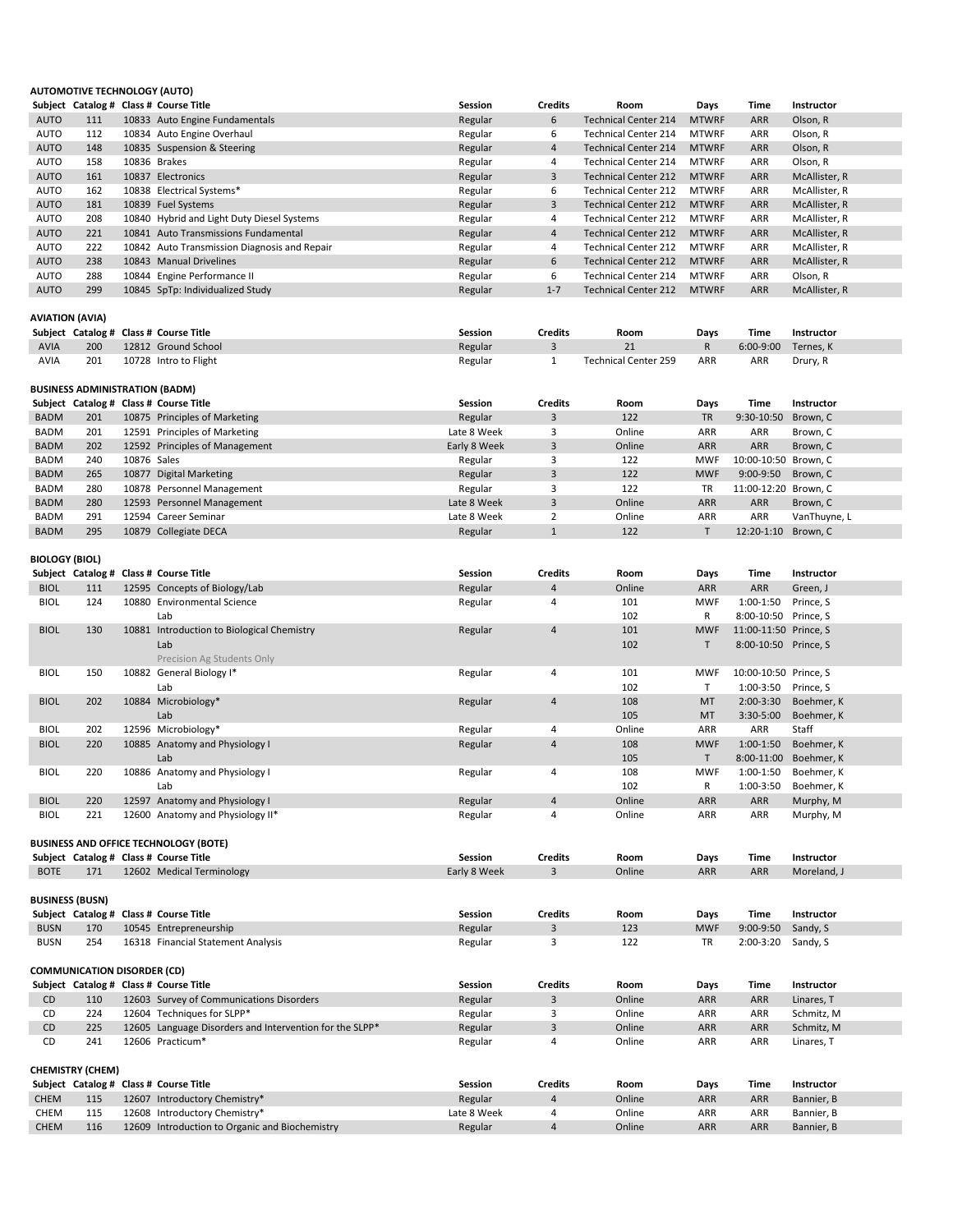## AUTOMOTIVE TECHNOLOGY (AUTO)

| Subject | Catalog # | Class # | Course Title | Session | Credits | Room | Days | Time | Instructor |
|---|---|---|---|---|---|---|---|---|---|
| AUTO | 111 | 10833 | Auto Engine Fundamentals | Regular | 6 | Technical Center 214 | MTWRF | ARR | Olson, R |
| AUTO | 112 | 10834 | Auto Engine Overhaul | Regular | 6 | Technical Center 214 | MTWRF | ARR | Olson, R |
| AUTO | 148 | 10835 | Suspension & Steering | Regular | 4 | Technical Center 214 | MTWRF | ARR | Olson, R |
| AUTO | 158 | 10836 | Brakes | Regular | 4 | Technical Center 214 | MTWRF | ARR | Olson, R |
| AUTO | 161 | 10837 | Electronics | Regular | 3 | Technical Center 212 | MTWRF | ARR | McAllister, R |
| AUTO | 162 | 10838 | Electrical Systems* | Regular | 6 | Technical Center 212 | MTWRF | ARR | McAllister, R |
| AUTO | 181 | 10839 | Fuel Systems | Regular | 3 | Technical Center 212 | MTWRF | ARR | McAllister, R |
| AUTO | 208 | 10840 | Hybrid and Light Duty Diesel Systems | Regular | 4 | Technical Center 212 | MTWRF | ARR | McAllister, R |
| AUTO | 221 | 10841 | Auto Transmissions Fundamental | Regular | 4 | Technical Center 212 | MTWRF | ARR | McAllister, R |
| AUTO | 222 | 10842 | Auto Transmission Diagnosis and Repair | Regular | 4 | Technical Center 212 | MTWRF | ARR | McAllister, R |
| AUTO | 238 | 10843 | Manual Drivelines | Regular | 6 | Technical Center 212 | MTWRF | ARR | McAllister, R |
| AUTO | 288 | 10844 | Engine Performance II | Regular | 6 | Technical Center 214 | MTWRF | ARR | Olson, R |
| AUTO | 299 | 10845 | SpTp: Individualized Study | Regular | 1-7 | Technical Center 212 | MTWRF | ARR | McAllister, R |

## AVIATION (AVIA)

| Subject | Catalog # | Class # | Course Title | Session | Credits | Room | Days | Time | Instructor |
|---|---|---|---|---|---|---|---|---|---|
| AVIA | 200 | 12812 | Ground School | Regular | 3 | 21 | R | 6:00-9:00 | Ternes, K |
| AVIA | 201 | 10728 | Intro to Flight | Regular | 1 | Technical Center 259 | ARR | ARR | Drury, R |

## BUSINESS ADMINISTRATION (BADM)

| Subject | Catalog # | Class # | Course Title | Session | Credits | Room | Days | Time | Instructor |
|---|---|---|---|---|---|---|---|---|---|
| BADM | 201 | 10875 | Principles of Marketing | Regular | 3 | 122 | TR | 9:30-10:50 | Brown, C |
| BADM | 201 | 12591 | Principles of Marketing | Late 8 Week | 3 | Online | ARR | ARR | Brown, C |
| BADM | 202 | 12592 | Principles of Management | Early 8 Week | 3 | Online | ARR | ARR | Brown, C |
| BADM | 240 | 10876 | Sales | Regular | 3 | 122 | MWF | 10:00-10:50 | Brown, C |
| BADM | 265 | 10877 | Digital Marketing | Regular | 3 | 122 | MWF | 9:00-9:50 | Brown, C |
| BADM | 280 | 10878 | Personnel Management | Regular | 3 | 122 | TR | 11:00-12:20 | Brown, C |
| BADM | 280 | 12593 | Personnel Management | Late 8 Week | 3 | Online | ARR | ARR | Brown, C |
| BADM | 291 | 12594 | Career Seminar | Late 8 Week | 2 | Online | ARR | ARR | VanThuyne, L |
| BADM | 295 | 10879 | Collegiate DECA | Regular | 1 | 122 | T | 12:20-1:10 | Brown, C |

## BIOLOGY (BIOL)

| Subject | Catalog # | Class # | Course Title | Session | Credits | Room | Days | Time | Instructor |
|---|---|---|---|---|---|---|---|---|---|
| BIOL | 111 | 12595 | Concepts of Biology/Lab | Regular | 4 | Online | ARR | ARR | Green, J |
| BIOL | 124 | 10880 | Environmental Science | Regular | 4 | 101 | MWF | 1:00-1:50 | Prince, S |
| | | | Lab | | | 102 | R | 8:00-10:50 | Prince, S |
| BIOL | 130 | 10881 | Introduction to Biological Chemistry | Regular | 4 | 101 | MWF | 11:00-11:50 | Prince, S |
| | | | Lab | | | 102 | T | 8:00-10:50 | Prince, S |
| | | | Precision Ag Students Only | | | | | | |
| BIOL | 150 | 10882 | General Biology I* | Regular | 4 | 101 | MWF | 10:00-10:50 | Prince, S |
| | | | Lab | | | 102 | T | 1:00-3:50 | Prince, S |
| BIOL | 202 | 10884 | Microbiology* | Regular | 4 | 108 | MT | 2:00-3:30 | Boehmer, K |
| | | | Lab | | | 105 | MT | 3:30-5:00 | Boehmer, K |
| BIOL | 202 | 12596 | Microbiology* | Regular | 4 | Online | ARR | ARR | Staff |
| BIOL | 220 | 10885 | Anatomy and Physiology I | Regular | 4 | 108 | MWF | 1:00-1:50 | Boehmer, K |
| | | | Lab | | | 105 | T | 8:00-11:00 | Boehmer, K |
| BIOL | 220 | 10886 | Anatomy and Physiology I | Regular | 4 | 108 | MWF | 1:00-1:50 | Boehmer, K |
| | | | Lab | | | 102 | R | 1:00-3:50 | Boehmer, K |
| BIOL | 220 | 12597 | Anatomy and Physiology I | Regular | 4 | Online | ARR | ARR | Murphy, M |
| BIOL | 221 | 12600 | Anatomy and Physiology II* | Regular | 4 | Online | ARR | ARR | Murphy, M |

## BUSINESS AND OFFICE TECHNOLOGY (BOTE)

| Subject | Catalog # | Class # | Course Title | Session | Credits | Room | Days | Time | Instructor |
|---|---|---|---|---|---|---|---|---|---|
| BOTE | 171 | 12602 | Medical Terminology | Early 8 Week | 3 | Online | ARR | ARR | Moreland, J |

## BUSINESS (BUSN)

| Subject | Catalog # | Class # | Course Title | Session | Credits | Room | Days | Time | Instructor |
|---|---|---|---|---|---|---|---|---|---|
| BUSN | 170 | 10545 | Entrepreneurship | Regular | 3 | 123 | MWF | 9:00-9:50 | Sandy, S |
| BUSN | 254 | 16318 | Financial Statement Analysis | Regular | 3 | 122 | TR | 2:00-3:20 | Sandy, S |

## COMMUNICATION DISORDER (CD)

| Subject | Catalog # | Class # | Course Title | Session | Credits | Room | Days | Time | Instructor |
|---|---|---|---|---|---|---|---|---|---|
| CD | 110 | 12603 | Survey of Communications Disorders | Regular | 3 | Online | ARR | ARR | Linares, T |
| CD | 224 | 12604 | Techniques for SLPP* | Regular | 3 | Online | ARR | ARR | Schmitz, M |
| CD | 225 | 12605 | Language Disorders and Intervention for the SLPP* | Regular | 3 | Online | ARR | ARR | Schmitz, M |
| CD | 241 | 12606 | Practicum* | Regular | 4 | Online | ARR | ARR | Linares, T |

## CHEMISTRY (CHEM)

| Subject | Catalog # | Class # | Course Title | Session | Credits | Room | Days | Time | Instructor |
|---|---|---|---|---|---|---|---|---|---|
| CHEM | 115 | 12607 | Introductory Chemistry* | Regular | 4 | Online | ARR | ARR | Bannier, B |
| CHEM | 115 | 12608 | Introductory Chemistry* | Late 8 Week | 4 | Online | ARR | ARR | Bannier, B |
| CHEM | 116 | 12609 | Introduction to Organic and Biochemistry | Regular | 4 | Online | ARR | ARR | Bannier, B |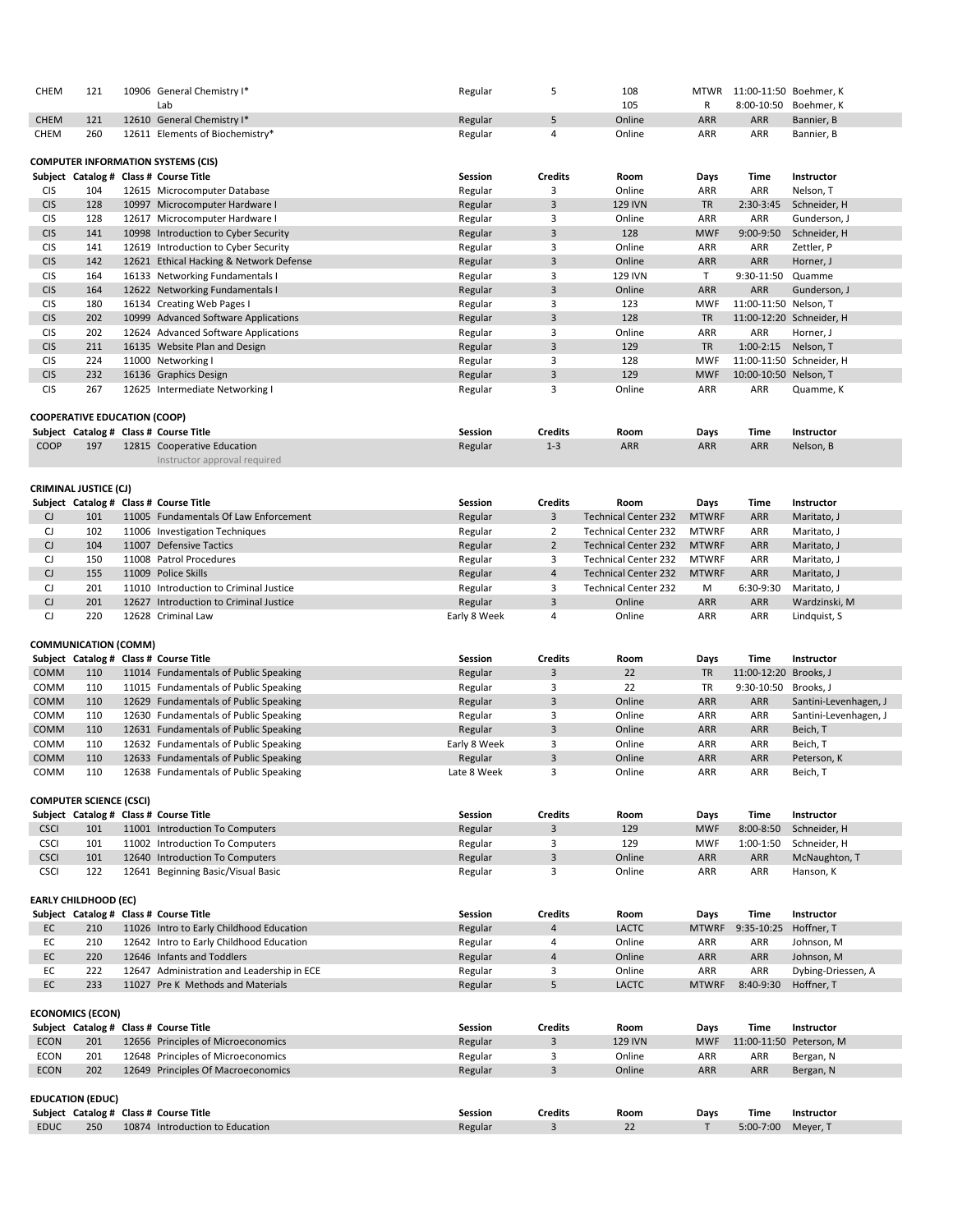| Subject | Catalog # | Class # | Course Title | Session | Credits | Room | Days | Time | Instructor |
|---|---|---|---|---|---|---|---|---|---|
| CHEM | 121 | 10906 | General Chemistry I* | Regular | 5 | 108 | MTWR | 11:00-11:50 | Boehmer, K |
| | | | Lab | | | 105 | R | 8:00-10:50 | Boehmer, K |
| CHEM | 121 | 12610 | General Chemistry I* | Regular | 5 | Online | ARR | ARR | Bannier, B |
| CHEM | 260 | 12611 | Elements of Biochemistry* | Regular | 4 | Online | ARR | ARR | Bannier, B |

**COMPUTER INFORMATION SYSTEMS (CIS)**

| Subject | Catalog # | Class # | Course Title | Session | Credits | Room | Days | Time | Instructor |
|---|---|---|---|---|---|---|---|---|---|
| CIS | 104 | 12615 | Microcomputer Database | Regular | 3 | Online | ARR | ARR | Nelson, T |
| CIS | 128 | 10997 | Microcomputer Hardware I | Regular | 3 | 129 IVN | TR | 2:30-3:45 | Schneider, H |
| CIS | 128 | 12617 | Microcomputer Hardware I | Regular | 3 | Online | ARR | ARR | Gunderson, J |
| CIS | 141 | 10998 | Introduction to Cyber Security | Regular | 3 | 128 | MWF | 9:00-9:50 | Schneider, H |
| CIS | 141 | 12619 | Introduction to Cyber Security | Regular | 3 | Online | ARR | ARR | Zettler, P |
| CIS | 142 | 12621 | Ethical Hacking & Network Defense | Regular | 3 | Online | ARR | ARR | Horner, J |
| CIS | 164 | 16133 | Networking Fundamentals I | Regular | 3 | 129 IVN | T | 9:30-11:50 | Quamme |
| CIS | 164 | 12622 | Networking Fundamentals I | Regular | 3 | Online | ARR | ARR | Gunderson, J |
| CIS | 180 | 16134 | Creating Web Pages I | Regular | 3 | 123 | MWF | 11:00-11:50 | Nelson, T |
| CIS | 202 | 10999 | Advanced Software Applications | Regular | 3 | 128 | TR | 11:00-12:20 | Schneider, H |
| CIS | 202 | 12624 | Advanced Software Applications | Regular | 3 | Online | ARR | ARR | Horner, J |
| CIS | 211 | 16135 | Website Plan and Design | Regular | 3 | 129 | TR | 1:00-2:15 | Nelson, T |
| CIS | 224 | 11000 | Networking I | Regular | 3 | 128 | MWF | 11:00-11:50 | Schneider, H |
| CIS | 232 | 16136 | Graphics Design | Regular | 3 | 129 | MWF | 10:00-10:50 | Nelson, T |
| CIS | 267 | 12625 | Intermediate Networking I | Regular | 3 | Online | ARR | ARR | Quamme, K |

**COOPERATIVE EDUCATION (COOP)**

| Subject | Catalog # | Class # | Course Title | Session | Credits | Room | Days | Time | Instructor |
|---|---|---|---|---|---|---|---|---|---|
| COOP | 197 | 12815 | Cooperative Education<br>Instructor approval required | Regular | 1-3 | ARR | ARR | ARR | Nelson, B |

**CRIMINAL JUSTICE (CJ)**

| Subject | Catalog # | Class # | Course Title | Session | Credits | Room | Days | Time | Instructor |
|---|---|---|---|---|---|---|---|---|---|
| CJ | 101 | 11005 | Fundamentals Of Law Enforcement | Regular | 3 | Technical Center 232 | MTWRF | ARR | Maritato, J |
| CJ | 102 | 11006 | Investigation Techniques | Regular | 2 | Technical Center 232 | MTWRF | ARR | Maritato, J |
| CJ | 104 | 11007 | Defensive Tactics | Regular | 2 | Technical Center 232 | MTWRF | ARR | Maritato, J |
| CJ | 150 | 11008 | Patrol Procedures | Regular | 3 | Technical Center 232 | MTWRF | ARR | Maritato, J |
| CJ | 155 | 11009 | Police Skills | Regular | 4 | Technical Center 232 | MTWRF | ARR | Maritato, J |
| CJ | 201 | 11010 | Introduction to Criminal Justice | Regular | 3 | Technical Center 232 | M | 6:30-9:30 | Maritato, J |
| CJ | 201 | 12627 | Introduction to Criminal Justice | Regular | 3 | Online | ARR | ARR | Wardzinski, M |
| CJ | 220 | 12628 | Criminal Law | Early 8 Week | 4 | Online | ARR | ARR | Lindquist, S |

**COMMUNICATION (COMM)**

| Subject | Catalog # | Class # | Course Title | Session | Credits | Room | Days | Time | Instructor |
|---|---|---|---|---|---|---|---|---|---|
| COMM | 110 | 11014 | Fundamentals of Public Speaking | Regular | 3 | 22 | TR | 11:00-12:20 | Brooks, J |
| COMM | 110 | 11015 | Fundamentals of Public Speaking | Regular | 3 | 22 | TR | 9:30-10:50 | Brooks, J |
| COMM | 110 | 12629 | Fundamentals of Public Speaking | Regular | 3 | Online | ARR | ARR | Santini-Levenhagen, J |
| COMM | 110 | 12630 | Fundamentals of Public Speaking | Regular | 3 | Online | ARR | ARR | Santini-Levenhagen, J |
| COMM | 110 | 12631 | Fundamentals of Public Speaking | Regular | 3 | Online | ARR | ARR | Beich, T |
| COMM | 110 | 12632 | Fundamentals of Public Speaking | Early 8 Week | 3 | Online | ARR | ARR | Beich, T |
| COMM | 110 | 12633 | Fundamentals of Public Speaking | Regular | 3 | Online | ARR | ARR | Peterson, K |
| COMM | 110 | 12638 | Fundamentals of Public Speaking | Late 8 Week | 3 | Online | ARR | ARR | Beich, T |

**COMPUTER SCIENCE (CSCI)**

| Subject | Catalog # | Class # | Course Title | Session | Credits | Room | Days | Time | Instructor |
|---|---|---|---|---|---|---|---|---|---|
| CSCI | 101 | 11001 | Introduction To Computers | Regular | 3 | 129 | MWF | 8:00-8:50 | Schneider, H |
| CSCI | 101 | 11002 | Introduction To Computers | Regular | 3 | 129 | MWF | 1:00-1:50 | Schneider, H |
| CSCI | 101 | 12640 | Introduction To Computers | Regular | 3 | Online | ARR | ARR | McNaughton, T |
| CSCI | 122 | 12641 | Beginning Basic/Visual Basic | Regular | 3 | Online | ARR | ARR | Hanson, K |

**EARLY CHILDHOOD (EC)**

| Subject | Catalog # | Class # | Course Title | Session | Credits | Room | Days | Time | Instructor |
|---|---|---|---|---|---|---|---|---|---|
| EC | 210 | 11026 | Intro to Early Childhood Education | Regular | 4 | LACTC | MTWRF | 9:35-10:25 | Hoffner, T |
| EC | 210 | 12642 | Intro to Early Childhood Education | Regular | 4 | Online | ARR | ARR | Johnson, M |
| EC | 220 | 12646 | Infants and Toddlers | Regular | 4 | Online | ARR | ARR | Johnson, M |
| EC | 222 | 12647 | Administration and Leadership in ECE | Regular | 3 | Online | ARR | ARR | Dybing-Driessen, A |
| EC | 233 | 11027 | Pre K Methods and Materials | Regular | 5 | LACTC | MTWRF | 8:40-9:30 | Hoffner, T |

**ECONOMICS (ECON)**

| Subject | Catalog # | Class # | Course Title | Session | Credits | Room | Days | Time | Instructor |
|---|---|---|---|---|---|---|---|---|---|
| ECON | 201 | 12656 | Principles of Microeconomics | Regular | 3 | 129 IVN | MWF | 11:00-11:50 | Peterson, M |
| ECON | 201 | 12648 | Principles of Microeconomics | Regular | 3 | Online | ARR | ARR | Bergan, N |
| ECON | 202 | 12649 | Principles Of Macroeconomics | Regular | 3 | Online | ARR | ARR | Bergan, N |

**EDUCATION (EDUC)**

| Subject | Catalog # | Class # | Course Title | Session | Credits | Room | Days | Time | Instructor |
|---|---|---|---|---|---|---|---|---|---|
| EDUC | 250 | 10874 | Introduction to Education | Regular | 3 | 22 | T | 5:00-7:00 | Meyer, T |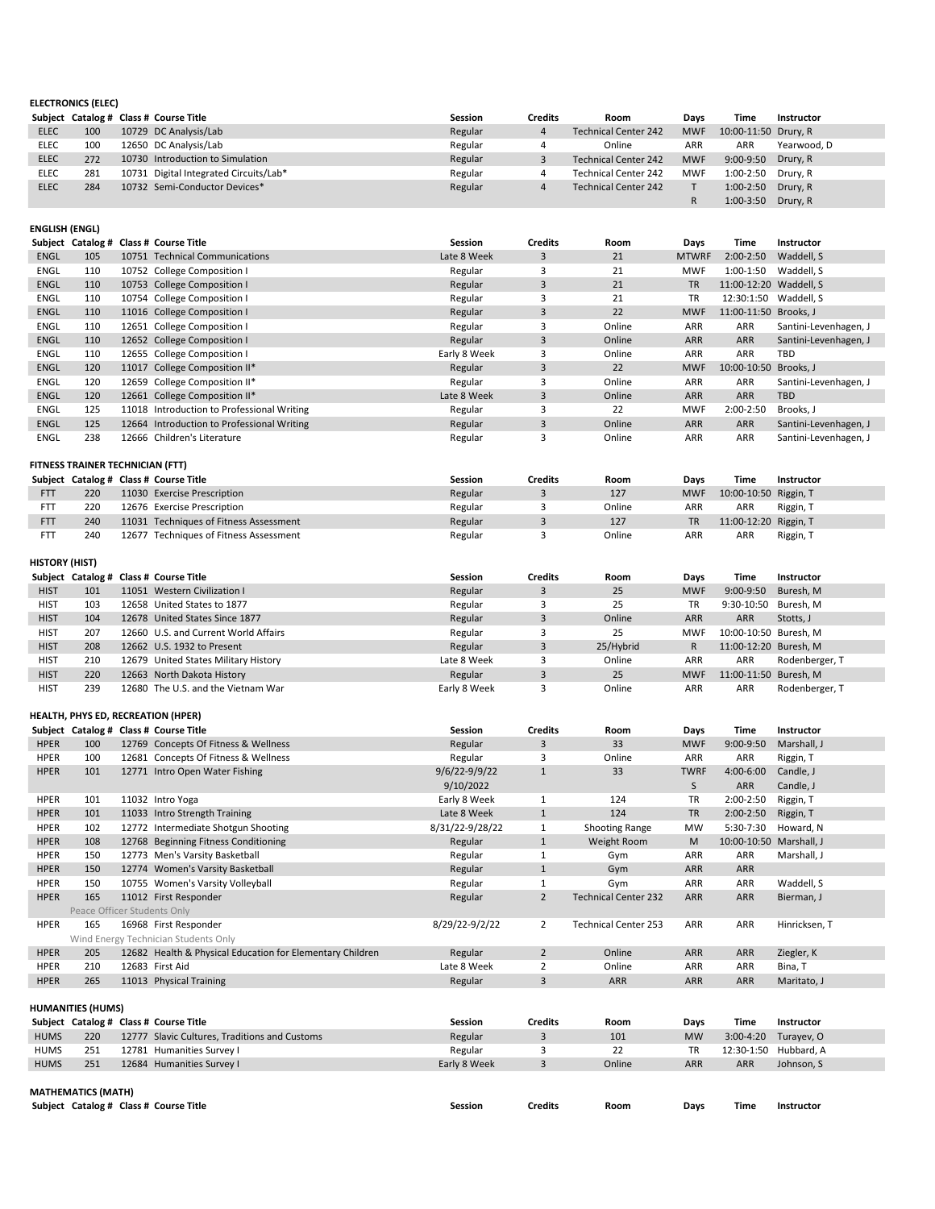**ELECTRONICS (ELEC)**

| Subject | Catalog # | Class # | Course Title | Session | Credits | Room | Days | Time | Instructor |
|---|---|---|---|---|---|---|---|---|---|
| ELEC | 100 | 10729 | DC Analysis/Lab | Regular | 4 | Technical Center 242 | MWF | 10:00-11:50 | Drury, R |
| ELEC | 100 | 12650 | DC Analysis/Lab | Regular | 4 | Online | ARR | ARR | Yearwood, D |
| ELEC | 272 | 10730 | Introduction to Simulation | Regular | 3 | Technical Center 242 | MWF | 9:00-9:50 | Drury, R |
| ELEC | 281 | 10731 | Digital Integrated Circuits/Lab* | Regular | 4 | Technical Center 242 | MWF | 1:00-2:50 | Drury, R |
| ELEC | 284 | 10732 | Semi-Conductor Devices* | Regular | 4 | Technical Center 242 | T | 1:00-2:50 | Drury, R |
| | | | | | | | R | 1:00-3:50 | Drury, R |

**ENGLISH (ENGL)**

| Subject | Catalog # | Class # | Course Title | Session | Credits | Room | Days | Time | Instructor |
|---|---|---|---|---|---|---|---|---|---|
| ENGL | 105 | 10751 | Technical Communications | Late 8 Week | 3 | 21 | MTWRF | 2:00-2:50 | Waddell, S |
| ENGL | 110 | 10752 | College Composition I | Regular | 3 | 21 | MWF | 1:00-1:50 | Waddell, S |
| ENGL | 110 | 10753 | College Composition I | Regular | 3 | 21 | TR | 11:00-12:20 | Waddell, S |
| ENGL | 110 | 10754 | College Composition I | Regular | 3 | 21 | TR | 12:30:1:50 | Waddell, S |
| ENGL | 110 | 11016 | College Composition I | Regular | 3 | 22 | MWF | 11:00-11:50 | Brooks, J |
| ENGL | 110 | 12651 | College Composition I | Regular | 3 | Online | ARR | ARR | Santini-Levenhagen, J |
| ENGL | 110 | 12652 | College Composition I | Regular | 3 | Online | ARR | ARR | Santini-Levenhagen, J |
| ENGL | 110 | 12655 | College Composition I | Early 8 Week | 3 | Online | ARR | ARR | TBD |
| ENGL | 120 | 11017 | College Composition II* | Regular | 3 | 22 | MWF | 10:00-10:50 | Brooks, J |
| ENGL | 120 | 12659 | College Composition II* | Regular | 3 | Online | ARR | ARR | Santini-Levenhagen, J |
| ENGL | 120 | 12661 | College Composition II* | Late 8 Week | 3 | Online | ARR | ARR | TBD |
| ENGL | 125 | 11018 | Introduction to Professional Writing | Regular | 3 | 22 | MWF | 2:00-2:50 | Brooks, J |
| ENGL | 125 | 12664 | Introduction to Professional Writing | Regular | 3 | Online | ARR | ARR | Santini-Levenhagen, J |
| ENGL | 238 | 12666 | Children's Literature | Regular | 3 | Online | ARR | ARR | Santini-Levenhagen, J |

**FITNESS TRAINER TECHNICIAN (FTT)**

| Subject | Catalog # | Class # | Course Title | Session | Credits | Room | Days | Time | Instructor |
|---|---|---|---|---|---|---|---|---|---|
| FTT | 220 | 11030 | Exercise Prescription | Regular | 3 | 127 | MWF | 10:00-10:50 | Riggin, T |
| FTT | 220 | 12676 | Exercise Prescription | Regular | 3 | Online | ARR | ARR | Riggin, T |
| FTT | 240 | 11031 | Techniques of Fitness Assessment | Regular | 3 | 127 | TR | 11:00-12:20 | Riggin, T |
| FTT | 240 | 12677 | Techniques of Fitness Assessment | Regular | 3 | Online | ARR | ARR | Riggin, T |

**HISTORY (HIST)**

| Subject | Catalog # | Class # | Course Title | Session | Credits | Room | Days | Time | Instructor |
|---|---|---|---|---|---|---|---|---|---|
| HIST | 101 | 11051 | Western Civilization I | Regular | 3 | 25 | MWF | 9:00-9:50 | Buresh, M |
| HIST | 103 | 12658 | United States to 1877 | Regular | 3 | 25 | TR | 9:30-10:50 | Buresh, M |
| HIST | 104 | 12678 | United States Since 1877 | Regular | 3 | Online | ARR | ARR | Stotts, J |
| HIST | 207 | 12660 | U.S. and Current World Affairs | Regular | 3 | 25 | MWF | 10:00-10:50 | Buresh, M |
| HIST | 208 | 12662 | U.S. 1932 to Present | Regular | 3 | 25/Hybrid | R | 11:00-12:20 | Buresh, M |
| HIST | 210 | 12679 | United States Military History | Late 8 Week | 3 | Online | ARR | ARR | Rodenberger, T |
| HIST | 220 | 12663 | North Dakota History | Regular | 3 | 25 | MWF | 11:00-11:50 | Buresh, M |
| HIST | 239 | 12680 | The U.S. and the Vietnam War | Early 8 Week | 3 | Online | ARR | ARR | Rodenberger, T |

**HEALTH, PHYS ED, RECREATION (HPER)**

| Subject | Catalog # | Class # | Course Title | Session | Credits | Room | Days | Time | Instructor |
|---|---|---|---|---|---|---|---|---|---|
| HPER | 100 | 12769 | Concepts Of Fitness & Wellness | Regular | 3 | 33 | MWF | 9:00-9:50 | Marshall, J |
| HPER | 100 | 12681 | Concepts Of Fitness & Wellness | Regular | 3 | Online | ARR | ARR | Riggin, T |
| HPER | 101 | 12771 | Intro Open Water Fishing | 9/6/22-9/9/22 | 1 | 33 | TWRF | 4:00-6:00 | Candle, J |
| | | | | 9/10/2022 | | | S | ARR | Candle, J |
| HPER | 101 | 11032 | Intro Yoga | Early 8 Week | 1 | 124 | TR | 2:00-2:50 | Riggin, T |
| HPER | 101 | 11033 | Intro Strength Training | Late 8 Week | 1 | 124 | TR | 2:00-2:50 | Riggin, T |
| HPER | 102 | 12772 | Intermediate Shotgun Shooting | 8/31/22-9/28/22 | 1 | Shooting Range | MW | 5:30-7:30 | Howard, N |
| HPER | 108 | 12768 | Beginning Fitness Conditioning | Regular | 1 | Weight Room | M | 10:00-10:50 | Marshall, J |
| HPER | 150 | 12773 | Men's Varsity Basketball | Regular | 1 | Gym | ARR | ARR | Marshall, J |
| HPER | 150 | 12774 | Women's Varsity Basketball | Regular | 1 | Gym | ARR | ARR | |
| HPER | 150 | 10755 | Women's Varsity Volleyball | Regular | 1 | Gym | ARR | ARR | Waddell, S |
| HPER | 165 | 11012 | First Responder | Regular | 2 | Technical Center 232 | ARR | ARR | Bierman, J |
| | | | Peace Officer Students Only | | | | | | |
| HPER | 165 | 16968 | First Responder | 8/29/22-9/2/22 | 2 | Technical Center 253 | ARR | ARR | Hinricksen, T |
| | | | Wind Energy Technician Students Only | | | | | | |
| HPER | 205 | 12682 | Health & Physical Education for Elementary Children | Regular | 2 | Online | ARR | ARR | Ziegler, K |
| HPER | 210 | 12683 | First Aid | Late 8 Week | 2 | Online | ARR | ARR | Bina, T |
| HPER | 265 | 11013 | Physical Training | Regular | 3 | ARR | ARR | ARR | Maritato, J |

**HUMANITIES (HUMS)**

| Subject | Catalog # | Class # | Course Title | Session | Credits | Room | Days | Time | Instructor |
|---|---|---|---|---|---|---|---|---|---|
| HUMS | 220 | 12777 | Slavic Cultures, Traditions and Customs | Regular | 3 | 101 | MW | 3:00-4:20 | Turayev, O |
| HUMS | 251 | 12781 | Humanities Survey I | Regular | 3 | 22 | TR | 12:30-1:50 | Hubbard, A |
| HUMS | 251 | 12684 | Humanities Survey I | Early 8 Week | 3 | Online | ARR | ARR | Johnson, S |

**MATHEMATICS (MATH)**

| Subject | Catalog # | Class # | Course Title | Session | Credits | Room | Days | Time | Instructor |
|---|---|---|---|---|---|---|---|---|---|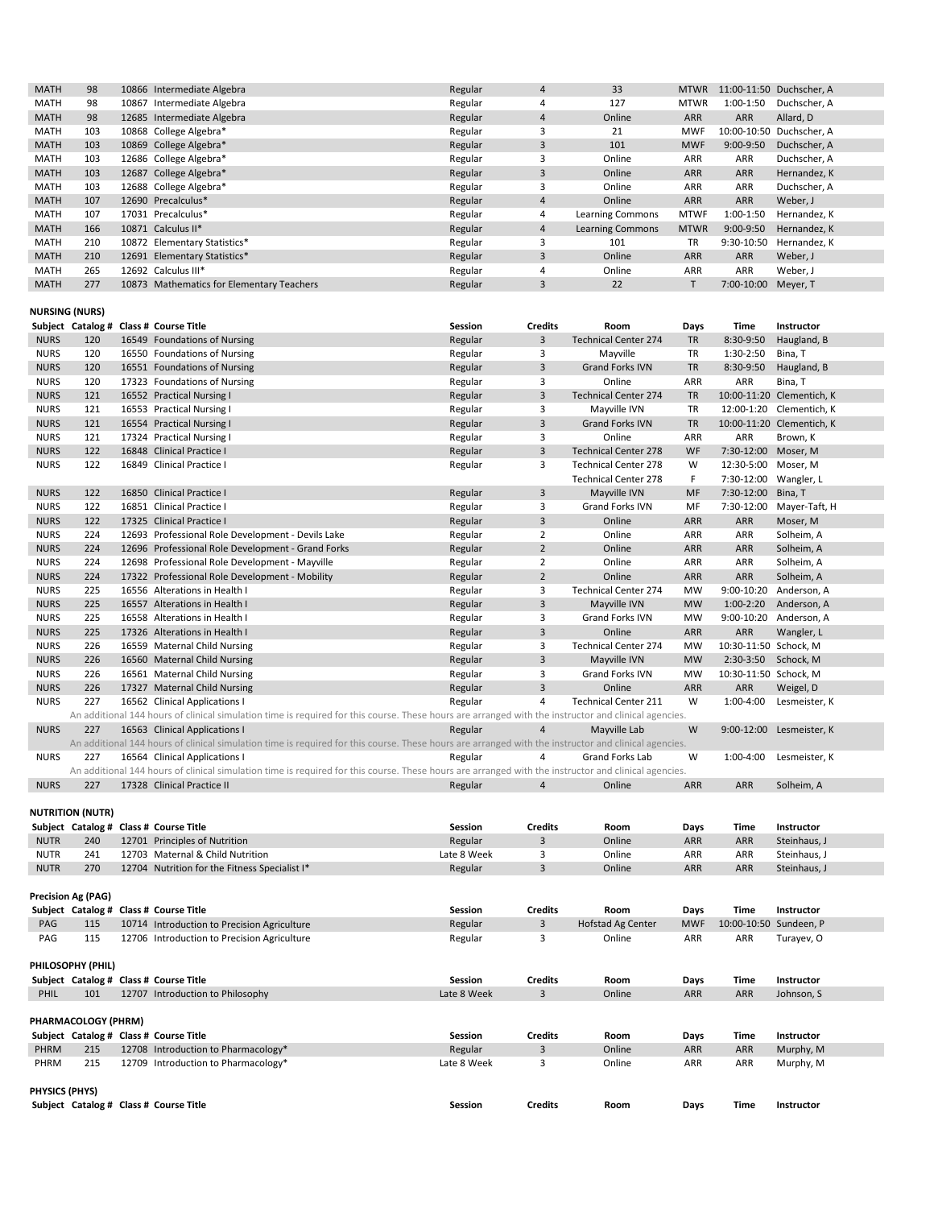| Subject | Catalog # | Class # | Course Title | Session | Credits | Room | Days | Time | Instructor |
|---|---|---|---|---|---|---|---|---|---|
| MATH | 98 | 10866 | Intermediate Algebra | Regular | 4 | 33 | MTWR | 11:00-11:50 | Duchscher, A |
| MATH | 98 | 10867 | Intermediate Algebra | Regular | 4 | 127 | MTWR | 1:00-1:50 | Duchscher, A |
| MATH | 98 | 12685 | Intermediate Algebra | Regular | 4 | Online | ARR | ARR | Allard, D |
| MATH | 103 | 10868 | College Algebra* | Regular | 3 | 21 | MWF | 10:00-10:50 | Duchscher, A |
| MATH | 103 | 10869 | College Algebra* | Regular | 3 | 101 | MWF | 9:00-9:50 | Duchscher, A |
| MATH | 103 | 12686 | College Algebra* | Regular | 3 | Online | ARR | ARR | Duchscher, A |
| MATH | 103 | 12687 | College Algebra* | Regular | 3 | Online | ARR | ARR | Hernandez, K |
| MATH | 103 | 12688 | College Algebra* | Regular | 3 | Online | ARR | ARR | Duchscher, A |
| MATH | 107 | 12690 | Precalculus* | Regular | 4 | Online | ARR | ARR | Weber, J |
| MATH | 107 | 17031 | Precalculus* | Regular | 4 | Learning Commons | MTWF | 1:00-1:50 | Hernandez, K |
| MATH | 166 | 10871 | Calculus II* | Regular | 4 | Learning Commons | MTWR | 9:00-9:50 | Hernandez, K |
| MATH | 210 | 10872 | Elementary Statistics* | Regular | 3 | 101 | TR | 9:30-10:50 | Hernandez, K |
| MATH | 210 | 12691 | Elementary Statistics* | Regular | 3 | Online | ARR | ARR | Weber, J |
| MATH | 265 | 12692 | Calculus III* | Regular | 4 | Online | ARR | ARR | Weber, J |
| MATH | 277 | 10873 | Mathematics for Elementary Teachers | Regular | 3 | 22 | T | 7:00-10:00 | Meyer, T |

### NURSING (NURS)

| Subject | Catalog # | Class # | Course Title | Session | Credits | Room | Days | Time | Instructor |
|---|---|---|---|---|---|---|---|---|---|
| NURS | 120 | 16549 | Foundations of Nursing | Regular | 3 | Technical Center 274 | TR | 8:30-9:50 | Haugland, B |
| NURS | 120 | 16550 | Foundations of Nursing | Regular | 3 | Mayville | TR | 1:30-2:50 | Bina, T |
| NURS | 120 | 16551 | Foundations of Nursing | Regular | 3 | Grand Forks IVN | TR | 8:30-9:50 | Haugland, B |
| NURS | 120 | 17323 | Foundations of Nursing | Regular | 3 | Online | ARR | ARR | Bina, T |
| NURS | 121 | 16552 | Practical Nursing I | Regular | 3 | Technical Center 274 | TR | 10:00-11:20 | Clementich, K |
| NURS | 121 | 16553 | Practical Nursing I | Regular | 3 | Mayville IVN | TR | 12:00-1:20 | Clementich, K |
| NURS | 121 | 16554 | Practical Nursing I | Regular | 3 | Grand Forks IVN | TR | 10:00-11:20 | Clementich, K |
| NURS | 121 | 17324 | Practical Nursing I | Regular | 3 | Online | ARR | ARR | Brown, K |
| NURS | 122 | 16848 | Clinical Practice I | Regular | 3 | Technical Center 278 | WF | 7:30-12:00 | Moser, M |
| NURS | 122 | 16849 | Clinical Practice I | Regular | 3 | Technical Center 278 | W | 12:30-5:00 | Moser, M |
| | | | | | | Technical Center 278 | F | 7:30-12:00 | Wangler, L |
| NURS | 122 | 16850 | Clinical Practice I | Regular | 3 | Mayville IVN | MF | 7:30-12:00 | Bina, T |
| NURS | 122 | 16851 | Clinical Practice I | Regular | 3 | Grand Forks IVN | MF | 7:30-12:00 | Mayer-Taft, H |
| NURS | 122 | 17325 | Clinical Practice I | Regular | 3 | Online | ARR | ARR | Moser, M |
| NURS | 224 | 12693 | Professional Role Development - Devils Lake | Regular | 2 | Online | ARR | ARR | Solheim, A |
| NURS | 224 | 12696 | Professional Role Development - Grand Forks | Regular | 2 | Online | ARR | ARR | Solheim, A |
| NURS | 224 | 12698 | Professional Role Development - Mayville | Regular | 2 | Online | ARR | ARR | Solheim, A |
| NURS | 224 | 17322 | Professional Role Development - Mobility | Regular | 2 | Online | ARR | ARR | Solheim, A |
| NURS | 225 | 16556 | Alterations in Health I | Regular | 3 | Technical Center 274 | MW | 9:00-10:20 | Anderson, A |
| NURS | 225 | 16557 | Alterations in Health I | Regular | 3 | Mayville IVN | MW | 1:00-2:20 | Anderson, A |
| NURS | 225 | 16558 | Alterations in Health I | Regular | 3 | Grand Forks IVN | MW | 9:00-10:20 | Anderson, A |
| NURS | 225 | 17326 | Alterations in Health I | Regular | 3 | Online | ARR | ARR | Wangler, L |
| NURS | 226 | 16559 | Maternal Child Nursing | Regular | 3 | Technical Center 274 | MW | 10:30-11:50 | Schock, M |
| NURS | 226 | 16560 | Maternal Child Nursing | Regular | 3 | Mayville IVN | MW | 2:30-3:50 | Schock, M |
| NURS | 226 | 16561 | Maternal Child Nursing | Regular | 3 | Grand Forks IVN | MW | 10:30-11:50 | Schock, M |
| NURS | 226 | 17327 | Maternal Child Nursing | Regular | 3 | Online | ARR | ARR | Weigel, D |
| NURS | 227 | 16562 | Clinical Applications I | Regular | 4 | Technical Center 211 | W | 1:00-4:00 | Lesmeister, K |
| | | | An additional 144 hours of clinical simulation time is required for this course. These hours are arranged with the instructor and clinical agencies. | | | | | | |
| NURS | 227 | 16563 | Clinical Applications I | Regular | 4 | Mayville Lab | W | 9:00-12:00 | Lesmeister, K |
| | | | An additional 144 hours of clinical simulation time is required for this course. These hours are arranged with the instructor and clinical agencies. | | | | | | |
| NURS | 227 | 16564 | Clinical Applications I | Regular | 4 | Grand Forks Lab | W | 1:00-4:00 | Lesmeister, K |
| | | | An additional 144 hours of clinical simulation time is required for this course. These hours are arranged with the instructor and clinical agencies. | | | | | | |
| NURS | 227 | 17328 | Clinical Practice II | Regular | 4 | Online | ARR | ARR | Solheim, A |

### NUTRITION (NUTR)

| Subject | Catalog # | Class # | Course Title | Session | Credits | Room | Days | Time | Instructor |
|---|---|---|---|---|---|---|---|---|---|
| NUTR | 240 | 12701 | Principles of Nutrition | Regular | 3 | Online | ARR | ARR | Steinhaus, J |
| NUTR | 241 | 12703 | Maternal & Child Nutrition | Late 8 Week | 3 | Online | ARR | ARR | Steinhaus, J |
| NUTR | 270 | 12704 | Nutrition for the Fitness Specialist I* | Regular | 3 | Online | ARR | ARR | Steinhaus, J |

### Precision Ag (PAG)

| Subject | Catalog # | Class # | Course Title | Session | Credits | Room | Days | Time | Instructor |
|---|---|---|---|---|---|---|---|---|---|
| PAG | 115 | 10714 | Introduction to Precision Agriculture | Regular | 3 | Hofstad Ag Center | MWF | 10:00-10:50 | Sundeen, P |
| PAG | 115 | 12706 | Introduction to Precision Agriculture | Regular | 3 | Online | ARR | ARR | Turayev, O |

### PHILOSOPHY (PHIL)

| Subject | Catalog # | Class # | Course Title | Session | Credits | Room | Days | Time | Instructor |
|---|---|---|---|---|---|---|---|---|---|
| PHIL | 101 | 12707 | Introduction to Philosophy | Late 8 Week | 3 | Online | ARR | ARR | Johnson, S |

### PHARMACOLOGY (PHRM)

| Subject | Catalog # | Class # | Course Title | Session | Credits | Room | Days | Time | Instructor |
|---|---|---|---|---|---|---|---|---|---|
| PHRM | 215 | 12708 | Introduction to Pharmacology* | Regular | 3 | Online | ARR | ARR | Murphy, M |
| PHRM | 215 | 12709 | Introduction to Pharmacology* | Late 8 Week | 3 | Online | ARR | ARR | Murphy, M |

### PHYSICS (PHYS)

| Subject | Catalog # | Class # | Course Title | Session | Credits | Room | Days | Time | Instructor |
|---|---|---|---|---|---|---|---|---|---|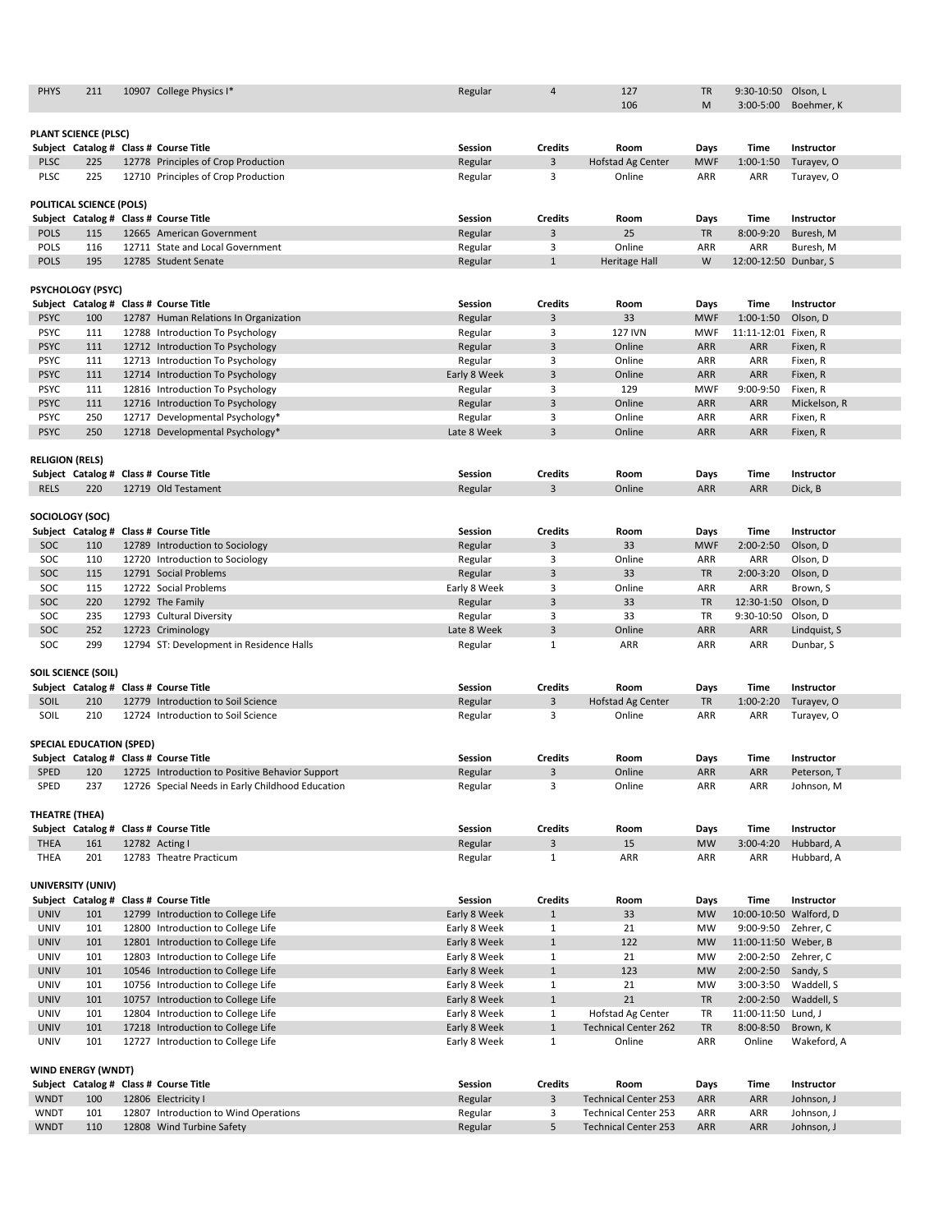| Subject | Catalog # | Class # | Course Title | Session | Credits | Room | Days | Time | Instructor |
|---|---|---|---|---|---|---|---|---|---|
| PHYS | 211 | 10907 | College Physics I* | Regular | 4 | 127 | TR | 9:30-10:50 | Olson, L |
| | | | | | | 106 | M | 3:00-5:00 | Boehmer, K |

## PLANT SCIENCE (PLSC)

| Subject | Catalog # | Class # | Course Title | Session | Credits | Room | Days | Time | Instructor |
|---|---|---|---|---|---|---|---|---|---|
| PLSC | 225 | 12778 | Principles of Crop Production | Regular | 3 | Hofstad Ag Center | MWF | 1:00-1:50 | Turayev, O |
| PLSC | 225 | 12710 | Principles of Crop Production | Regular | 3 | Online | ARR | ARR | Turayev, O |

## POLITICAL SCIENCE (POLS)

| Subject | Catalog # | Class # | Course Title | Session | Credits | Room | Days | Time | Instructor |
|---|---|---|---|---|---|---|---|---|---|
| POLS | 115 | 12665 | American Government | Regular | 3 | 25 | TR | 8:00-9:20 | Buresh, M |
| POLS | 116 | 12711 | State and Local Government | Regular | 3 | Online | ARR | ARR | Buresh, M |
| POLS | 195 | 12785 | Student Senate | Regular | 1 | Heritage Hall | W | 12:00-12:50 | Dunbar, S |

## PSYCHOLOGY (PSYC)

| Subject | Catalog # | Class # | Course Title | Session | Credits | Room | Days | Time | Instructor |
|---|---|---|---|---|---|---|---|---|---|
| PSYC | 100 | 12787 | Human Relations In Organization | Regular | 3 | 33 | MWF | 1:00-1:50 | Olson, D |
| PSYC | 111 | 12788 | Introduction To Psychology | Regular | 3 | 127 IVN | MWF | 11:11-12:01 | Fixen, R |
| PSYC | 111 | 12712 | Introduction To Psychology | Regular | 3 | Online | ARR | ARR | Fixen, R |
| PSYC | 111 | 12713 | Introduction To Psychology | Regular | 3 | Online | ARR | ARR | Fixen, R |
| PSYC | 111 | 12714 | Introduction To Psychology | Early 8 Week | 3 | Online | ARR | ARR | Fixen, R |
| PSYC | 111 | 12816 | Introduction To Psychology | Regular | 3 | 129 | MWF | 9:00-9:50 | Fixen, R |
| PSYC | 111 | 12716 | Introduction To Psychology | Regular | 3 | Online | ARR | ARR | Mickelson, R |
| PSYC | 250 | 12717 | Developmental Psychology* | Regular | 3 | Online | ARR | ARR | Fixen, R |
| PSYC | 250 | 12718 | Developmental Psychology* | Late 8 Week | 3 | Online | ARR | ARR | Fixen, R |

## RELIGION (RELS)

| Subject | Catalog # | Class # | Course Title | Session | Credits | Room | Days | Time | Instructor |
|---|---|---|---|---|---|---|---|---|---|
| RELS | 220 | 12719 | Old Testament | Regular | 3 | Online | ARR | ARR | Dick, B |

## SOCIOLOGY (SOC)

| Subject | Catalog # | Class # | Course Title | Session | Credits | Room | Days | Time | Instructor |
|---|---|---|---|---|---|---|---|---|---|
| SOC | 110 | 12789 | Introduction to Sociology | Regular | 3 | 33 | MWF | 2:00-2:50 | Olson, D |
| SOC | 110 | 12720 | Introduction to Sociology | Regular | 3 | Online | ARR | ARR | Olson, D |
| SOC | 115 | 12791 | Social Problems | Regular | 3 | 33 | TR | 2:00-3:20 | Olson, D |
| SOC | 115 | 12722 | Social Problems | Early 8 Week | 3 | Online | ARR | ARR | Brown, S |
| SOC | 220 | 12792 | The Family | Regular | 3 | 33 | TR | 12:30-1:50 | Olson, D |
| SOC | 235 | 12793 | Cultural Diversity | Regular | 3 | 33 | TR | 9:30-10:50 | Olson, D |
| SOC | 252 | 12723 | Criminology | Late 8 Week | 3 | Online | ARR | ARR | Lindquist, S |
| SOC | 299 | 12794 | ST: Development in Residence Halls | Regular | 1 | ARR | ARR | ARR | Dunbar, S |

## SOIL SCIENCE (SOIL)

| Subject | Catalog # | Class # | Course Title | Session | Credits | Room | Days | Time | Instructor |
|---|---|---|---|---|---|---|---|---|---|
| SOIL | 210 | 12779 | Introduction to Soil Science | Regular | 3 | Hofstad Ag Center | TR | 1:00-2:20 | Turayev, O |
| SOIL | 210 | 12724 | Introduction to Soil Science | Regular | 3 | Online | ARR | ARR | Turayev, O |

## SPECIAL EDUCATION (SPED)

| Subject | Catalog # | Class # | Course Title | Session | Credits | Room | Days | Time | Instructor |
|---|---|---|---|---|---|---|---|---|---|
| SPED | 120 | 12725 | Introduction to Positive Behavior Support | Regular | 3 | Online | ARR | ARR | Peterson, T |
| SPED | 237 | 12726 | Special Needs in Early Childhood Education | Regular | 3 | Online | ARR | ARR | Johnson, M |

## THEATRE (THEA)

| Subject | Catalog # | Class # | Course Title | Session | Credits | Room | Days | Time | Instructor |
|---|---|---|---|---|---|---|---|---|---|
| THEA | 161 | 12782 | Acting I | Regular | 3 | 15 | MW | 3:00-4:20 | Hubbard, A |
| THEA | 201 | 12783 | Theatre Practicum | Regular | 1 | ARR | ARR | ARR | Hubbard, A |

## UNIVERSITY (UNIV)

| Subject | Catalog # | Class # | Course Title | Session | Credits | Room | Days | Time | Instructor |
|---|---|---|---|---|---|---|---|---|---|
| UNIV | 101 | 12799 | Introduction to College Life | Early 8 Week | 1 | 33 | MW | 10:00-10:50 | Walford, D |
| UNIV | 101 | 12800 | Introduction to College Life | Early 8 Week | 1 | 21 | MW | 9:00-9:50 | Zehrer, C |
| UNIV | 101 | 12801 | Introduction to College Life | Early 8 Week | 1 | 122 | MW | 11:00-11:50 | Weber, B |
| UNIV | 101 | 12803 | Introduction to College Life | Early 8 Week | 1 | 21 | MW | 2:00-2:50 | Zehrer, C |
| UNIV | 101 | 10546 | Introduction to College Life | Early 8 Week | 1 | 123 | MW | 2:00-2:50 | Sandy, S |
| UNIV | 101 | 10756 | Introduction to College Life | Early 8 Week | 1 | 21 | MW | 3:00-3:50 | Waddell, S |
| UNIV | 101 | 10757 | Introduction to College Life | Early 8 Week | 1 | 21 | TR | 2:00-2:50 | Waddell, S |
| UNIV | 101 | 12804 | Introduction to College Life | Early 8 Week | 1 | Hofstad Ag Center | TR | 11:00-11:50 | Lund, J |
| UNIV | 101 | 17218 | Introduction to College Life | Early 8 Week | 1 | Technical Center 262 | TR | 8:00-8:50 | Brown, K |
| UNIV | 101 | 12727 | Introduction to College Life | Early 8 Week | 1 | Online | ARR | Online | Wakeford, A |

## WIND ENERGY (WNDT)

| Subject | Catalog # | Class # | Course Title | Session | Credits | Room | Days | Time | Instructor |
|---|---|---|---|---|---|---|---|---|---|
| WNDT | 100 | 12806 | Electricity I | Regular | 3 | Technical Center 253 | ARR | ARR | Johnson, J |
| WNDT | 101 | 12807 | Introduction to Wind Operations | Regular | 3 | Technical Center 253 | ARR | ARR | Johnson, J |
| WNDT | 110 | 12808 | Wind Turbine Safety | Regular | 5 | Technical Center 253 | ARR | ARR | Johnson, J |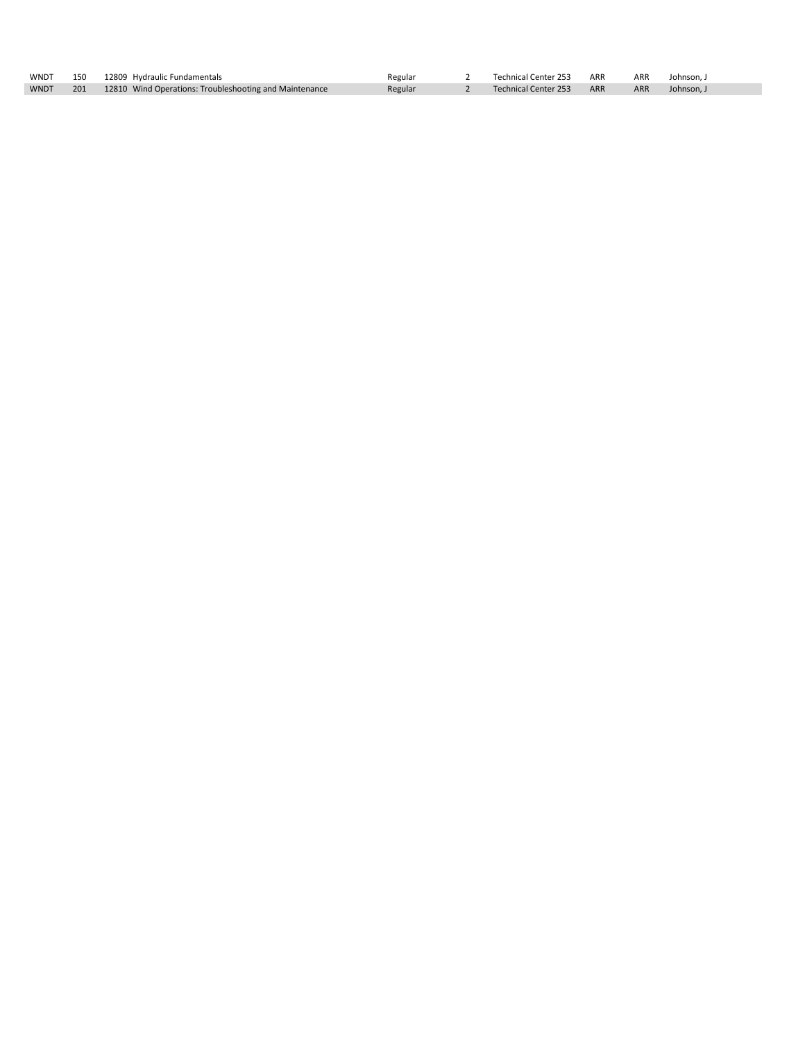| | | | | | | | | | |
|---|---|---|---|---|---|---|---|---|---|
| WNDT | 150 | 12809 | Hydraulic Fundamentals | Regular | 2 | Technical Center 253 | ARR | ARR | Johnson, J |
| WNDT | 201 | 12810 | Wind Operations: Troubleshooting and Maintenance | Regular | 2 | Technical Center 253 | ARR | ARR | Johnson, J |